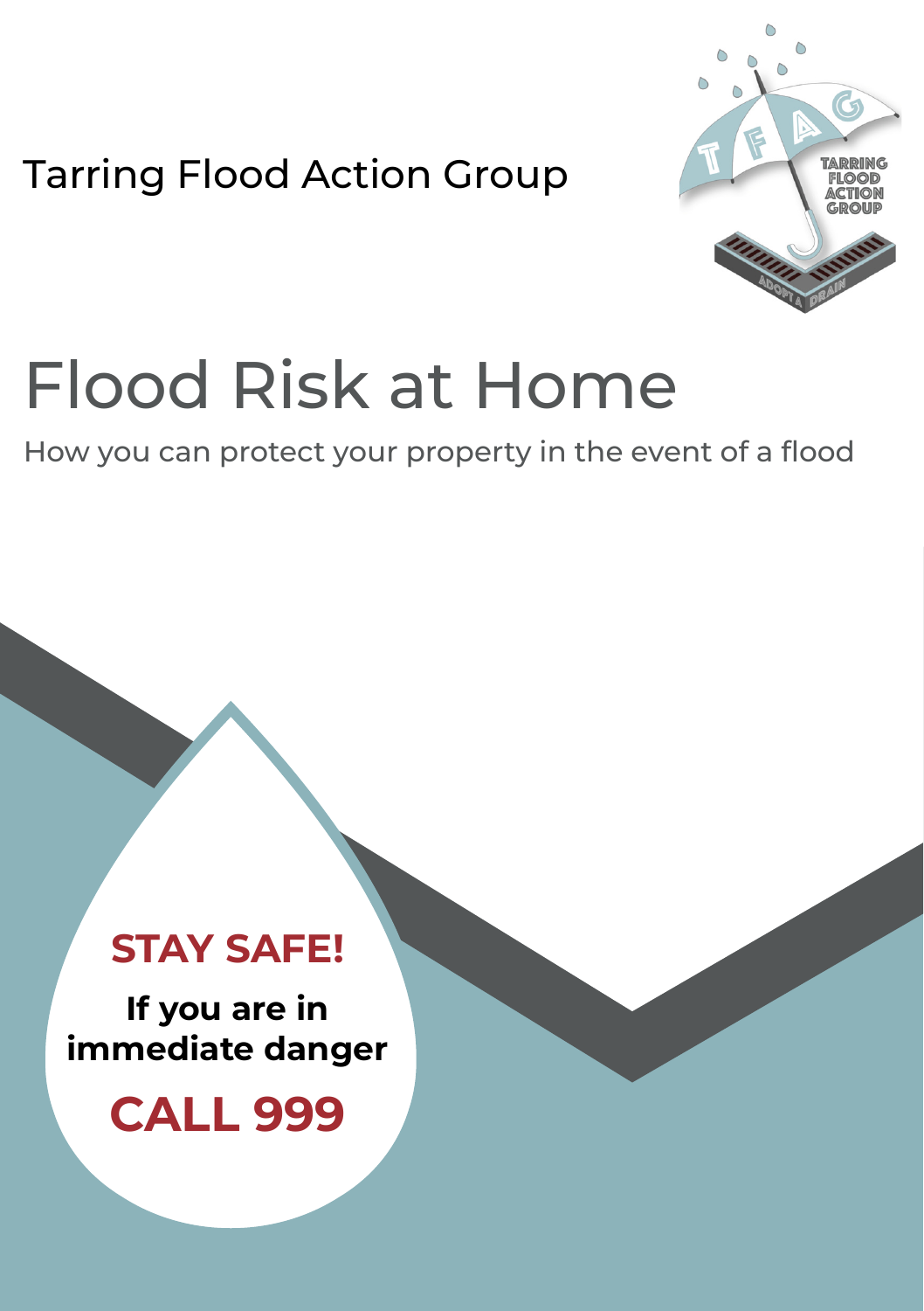Tarring Flood Action Group

# Flood Risk at Home

How you can protect your property in the event of a flood

**STAY SAFE!**

**If you are in immediate danger**

**CALL 999**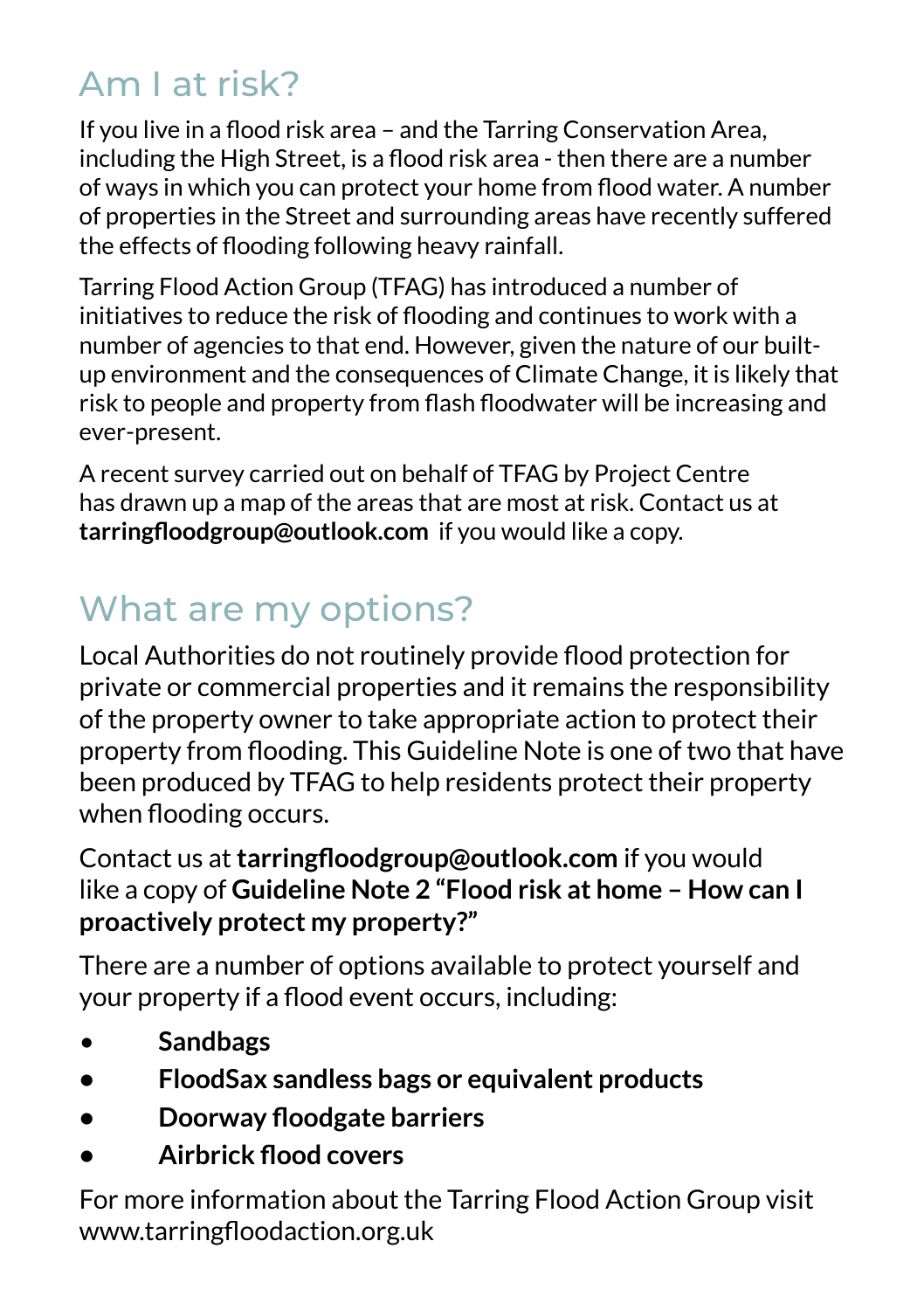## Am I at risk?

If you live in a flood risk area – and the Tarring Conservation Area, including the High Street, is a flood risk area - then there are a number of ways in which you can protect your home from flood water. A number of properties in the Street and surrounding areas have recently suffered the effects of flooding following heavy rainfall.

Tarring Flood Action Group (TFAG) has introduced a number of initiatives to reduce the risk of flooding and continues to work with a number of agencies to that end. However, given the nature of our built-up environment and the consequences of Climate Change, it is likely that risk to people and property from flash floodwater will be increasing and ever-present.

A recent survey carried out on behalf of TFAG by Project Centre has drawn up a map of the areas that are most at risk. Contact us at **tarringfloodgroup@outlook.com** if you would like a copy.

## What are my options?

Local Authorities do not routinely provide flood protection for private or commercial properties and it remains the responsibility of the property owner to take appropriate action to protect their property from flooding. This Guideline Note is one of two that have been produced by TFAG to help residents protect their property when flooding occurs.

Contact us at **tarringfloodgroup@outlook.com** if you would like a copy of **Guideline Note 2 "Flood risk at home – How can I proactively protect my property?"**

There are a number of options available to protect yourself and your property if a flood event occurs, including:

- **Sandbags**
- **FloodSax sandless bags or equivalent products**
- **Doorway floodgate barriers**
- **Airbrick flood covers**

For more information about the Tarring Flood Action Group visit www.tarringfloodaction.org.uk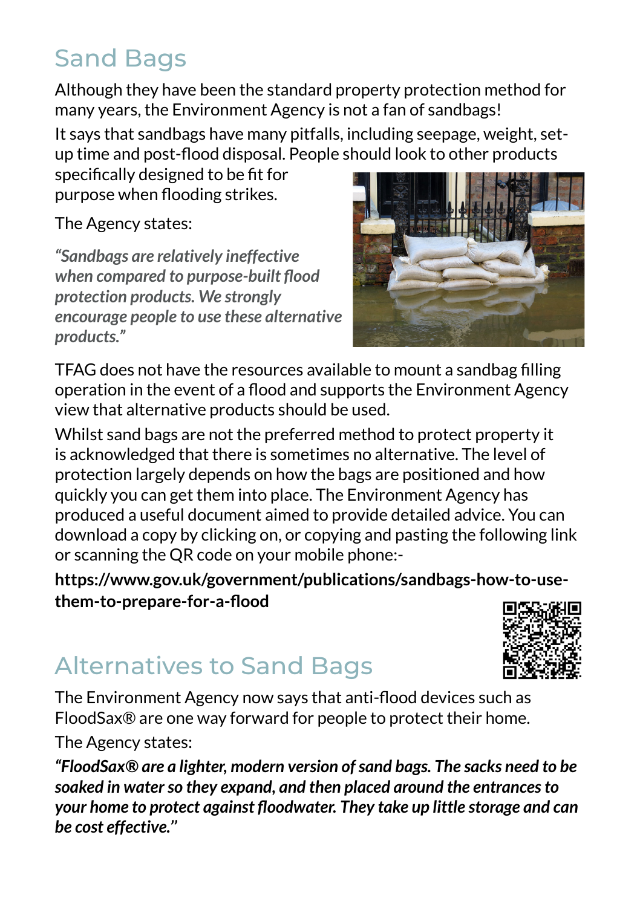## Sand Bags

Although they have been the standard property protection method for many years, the Environment Agency is not a fan of sandbags!

It says that sandbags have many pitfalls, including seepage, weight, set-up time and post-flood disposal. People should look to other products specifically designed to be fit for purpose when flooding strikes.

The Agency states:

*"Sandbags are relatively ineffective when compared to purpose-built flood protection products. We strongly encourage people to use these alternative products."*

TFAG does not have the resources available to mount a sandbag filling operation in the event of a flood and supports the Environment Agency view that alternative products should be used.

Whilst sand bags are not the preferred method to protect property it is acknowledged that there is sometimes no alternative. The level of protection largely depends on how the bags are positioned and how quickly you can get them into place. The Environment Agency has produced a useful document aimed to provide detailed advice. You can download a copy by clicking on, or copying and pasting the following link or scanning the QR code on your mobile phone:-

**https://www.gov.uk/government/publications/sandbags-how-to-use-them-to-prepare-for-a-flood**

## Alternatives to Sand Bags

The Environment Agency now says that anti-flood devices such as FloodSax® are one way forward for people to protect their home.

The Agency states:

***"FloodSax® are a lighter, modern version of sand bags. The sacks need to be soaked in water so they expand, and then placed around the entrances to your home to protect against floodwater. They take up little storage and can be cost effective."***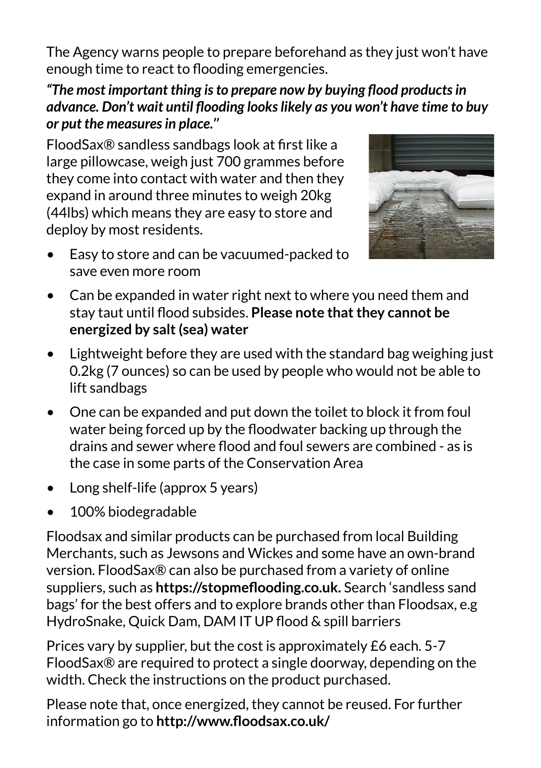The Agency warns people to prepare beforehand as they just won't have enough time to react to flooding emergencies.

***"The most important thing is to prepare now by buying flood products in advance. Don't wait until flooding looks likely as you won't have time to buy or put the measures in place."***

FloodSax® sandless sandbags look at first like a large pillowcase, weigh just 700 grammes before they come into contact with water and then they expand in around three minutes to weigh 20kg (44lbs) which means they are easy to store and deploy by most residents.

- Easy to store and can be vacuumed-packed to save even more room
- Can be expanded in water right next to where you need them and stay taut until flood subsides. **Please note that they cannot be energized by salt (sea) water**
- Lightweight before they are used with the standard bag weighing just 0.2kg (7 ounces) so can be used by people who would not be able to lift sandbags
- One can be expanded and put down the toilet to block it from foul water being forced up by the floodwater backing up through the drains and sewer where flood and foul sewers are combined - as is the case in some parts of the Conservation Area
- Long shelf-life (approx 5 years)
- 100% biodegradable

Floodsax and similar products can be purchased from local Building Merchants, such as Jewsons and Wickes and some have an own-brand version. FloodSax® can also be purchased from a variety of online suppliers, such as **https://stopmeflooding.co.uk.** Search 'sandless sand bags' for the best offers and to explore brands other than Floodsax, e.g HydroSnake, Quick Dam, DAM IT UP flood & spill barriers

Prices vary by supplier, but the cost is approximately £6 each. 5-7 FloodSax® are required to protect a single doorway, depending on the width. Check the instructions on the product purchased.

Please note that, once energized, they cannot be reused. For further information go to **http://www.floodsax.co.uk/**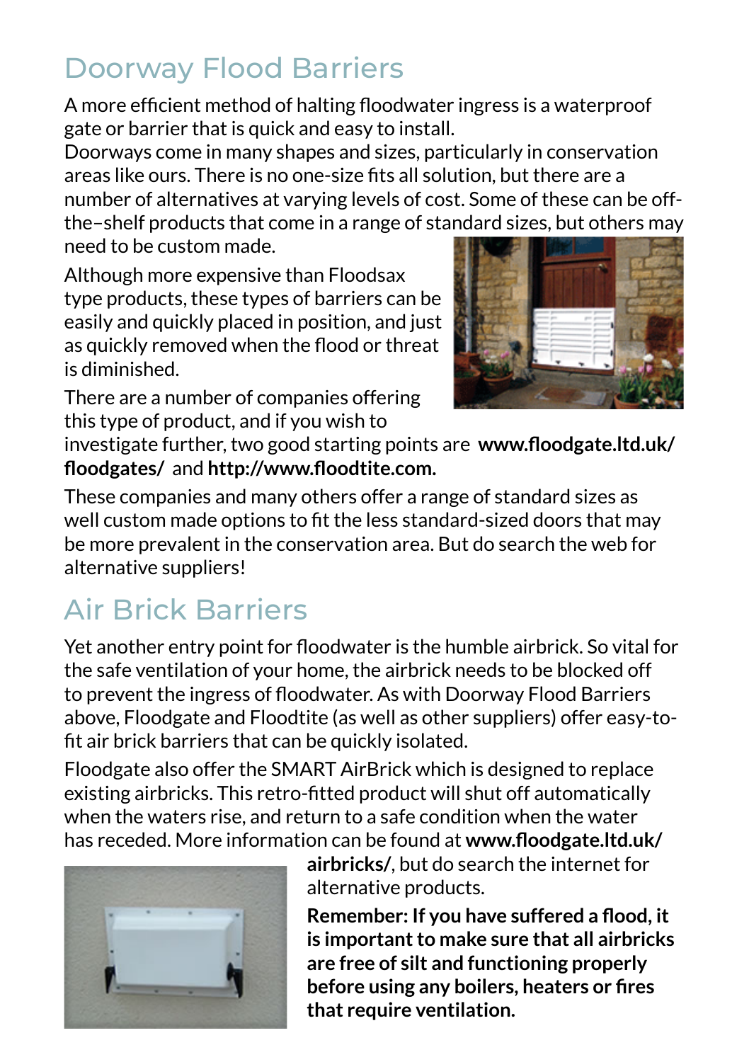## Doorway Flood Barriers

A more efficient method of halting floodwater ingress is a waterproof gate or barrier that is quick and easy to install.
Doorways come in many shapes and sizes, particularly in conservation areas like ours. There is no one-size fits all solution, but there are a number of alternatives at varying levels of cost. Some of these can be off-the–shelf products that come in a range of standard sizes, but others may need to be custom made.

Although more expensive than Floodsax type products, these types of barriers can be easily and quickly placed in position, and just as quickly removed when the flood or threat is diminished.

There are a number of companies offering this type of product, and if you wish to investigate further, two good starting points are **www.floodgate.ltd.uk/floodgates/** and **http://www.floodtite.com.**

These companies and many others offer a range of standard sizes as well custom made options to fit the less standard-sized doors that may be more prevalent in the conservation area. But do search the web for alternative suppliers!

## Air Brick Barriers

Yet another entry point for floodwater is the humble airbrick. So vital for the safe ventilation of your home, the airbrick needs to be blocked off to prevent the ingress of floodwater. As with Doorway Flood Barriers above, Floodgate and Floodtite (as well as other suppliers) offer easy-to-fit air brick barriers that can be quickly isolated.

Floodgate also offer the SMART AirBrick which is designed to replace existing airbricks. This retro-fitted product will shut off automatically when the waters rise, and return to a safe condition when the water has receded. More information can be found at **www.floodgate.ltd.uk/airbricks/**, but do search the internet for alternative products.

**Remember: If you have suffered a flood, it is important to make sure that all airbricks are free of silt and functioning properly before using any boilers, heaters or fires that require ventilation.**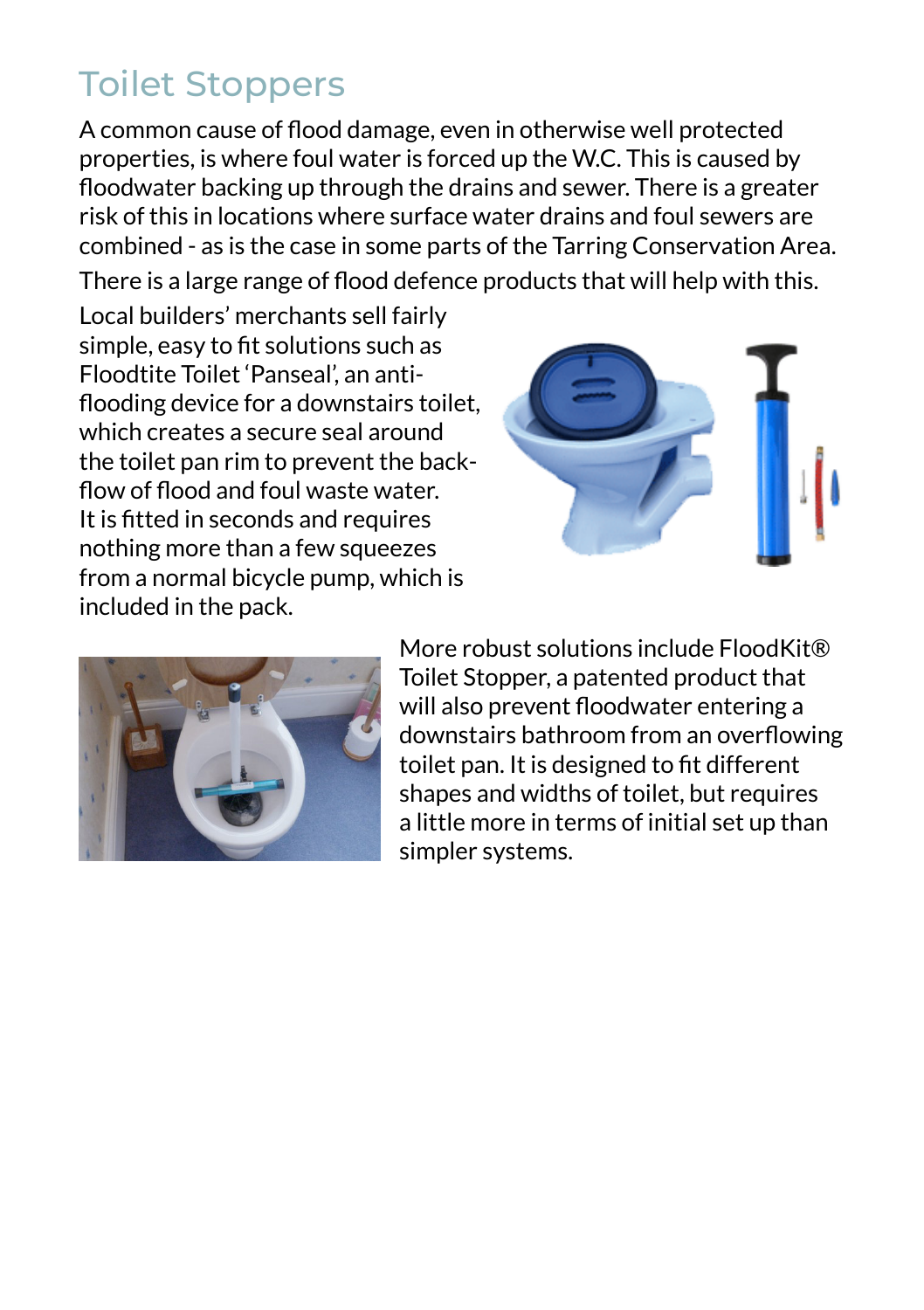## Toilet Stoppers

A common cause of flood damage, even in otherwise well protected properties, is where foul water is forced up the W.C. This is caused by floodwater backing up through the drains and sewer. There is a greater risk of this in locations where surface water drains and foul sewers are combined - as is the case in some parts of the Tarring Conservation Area.

There is a large range of flood defence products that will help with this.

Local builders' merchants sell fairly simple, easy to fit solutions such as Floodtite Toilet 'Panseal', an anti-flooding device for a downstairs toilet, which creates a secure seal around the toilet pan rim to prevent the back-flow of flood and foul waste water. It is fitted in seconds and requires nothing more than a few squeezes from a normal bicycle pump, which is included in the pack.

More robust solutions include FloodKit® Toilet Stopper, a patented product that will also prevent floodwater entering a downstairs bathroom from an overflowing toilet pan. It is designed to fit different shapes and widths of toilet, but requires a little more in terms of initial set up than simpler systems.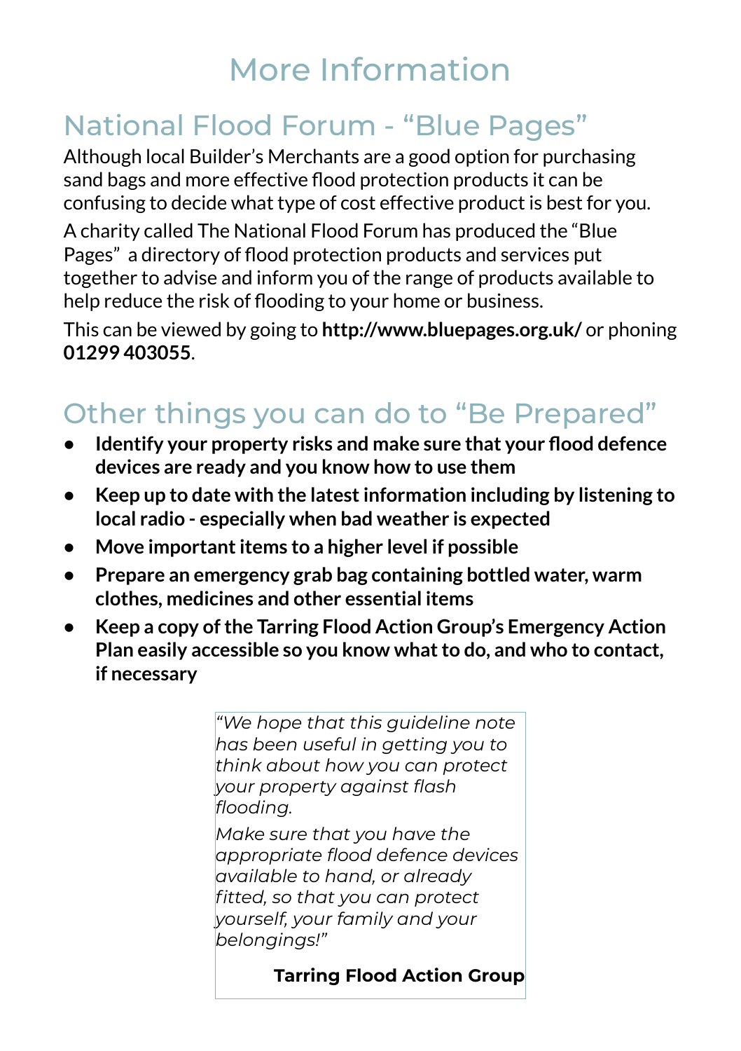# More Information

## National Flood Forum - "Blue Pages"

Although local Builder's Merchants are a good option for purchasing sand bags and more effective flood protection products it can be confusing to decide what type of cost effective product is best for you.

A charity called The National Flood Forum has produced the "Blue Pages" a directory of flood protection products and services put together to advise and inform you of the range of products available to help reduce the risk of flooding to your home or business.

This can be viewed by going to **http://www.bluepages.org.uk/** or phoning **01299 403055**.

## Other things you can do to "Be Prepared"

- **Identify your property risks and make sure that your flood defence devices are ready and you know how to use them**
- **Keep up to date with the latest information including by listening to local radio - especially when bad weather is expected**
- **Move important items to a higher level if possible**
- **Prepare an emergency grab bag containing bottled water, warm clothes, medicines and other essential items**
- **Keep a copy of the Tarring Flood Action Group's Emergency Action Plan easily accessible so you know what to do, and who to contact, if necessary**

> *"We hope that this guideline note has been useful in getting you to think about how you can protect your property against flash flooding.*
>
> *Make sure that you have the appropriate flood defence devices available to hand, or already fitted, so that you can protect yourself, your family and your belongings!"*
>
> **Tarring Flood Action Group**